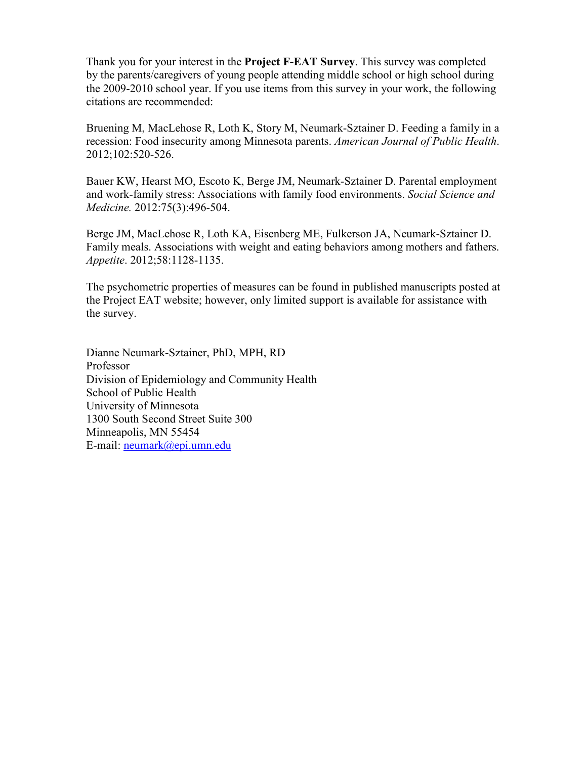Thank you for your interest in the **Project F-EAT Survey**. This survey was completed by the parents/caregivers of young people attending middle school or high school during the 2009-2010 school year. If you use items from this survey in your work, the following citations are recommended:

Bruening M, MacLehose R, Loth K, Story M, Neumark-Sztainer D. Feeding a family in a recession: Food insecurity among Minnesota parents. *American Journal of Public Health*. 2012;102:520-526.

Bauer KW, Hearst MO, Escoto K, Berge JM, Neumark-Sztainer D. Parental employment and work-family stress: Associations with family food environments. *Social Science and Medicine.* 2012:75(3):496-504.

Berge JM, MacLehose R, Loth KA, Eisenberg ME, Fulkerson JA, Neumark-Sztainer D. Family meals. Associations with weight and eating behaviors among mothers and fathers. *Appetite*. 2012;58:1128-1135.

The psychometric properties of measures can be found in published manuscripts posted at the Project EAT website; however, only limited support is available for assistance with the survey.

Dianne Neumark-Sztainer, PhD, MPH, RD
Professor
Division of Epidemiology and Community Health
School of Public Health
University of Minnesota
1300 South Second Street Suite 300
Minneapolis, MN 55454
E-mail: neumark@epi.umn.edu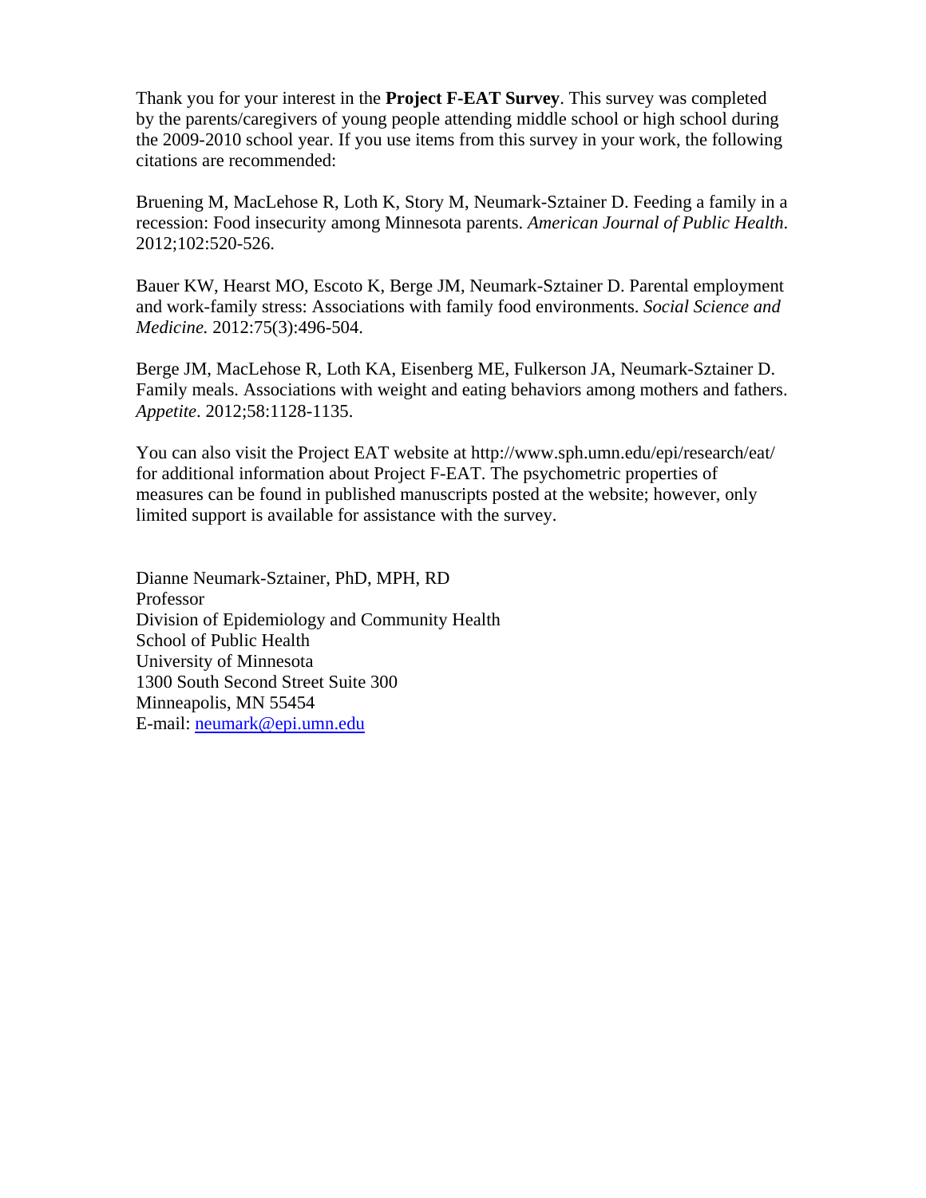Thank you for your interest in the **Project F-EAT Survey**. This survey was completed by the parents/caregivers of young people attending middle school or high school during the 2009-2010 school year. If you use items from this survey in your work, the following citations are recommended:

Bruening M, MacLehose R, Loth K, Story M, Neumark-Sztainer D. Feeding a family in a recession: Food insecurity among Minnesota parents. *American Journal of Public Health*. 2012;102:520-526.

Bauer KW, Hearst MO, Escoto K, Berge JM, Neumark-Sztainer D. Parental employment and work-family stress: Associations with family food environments. *Social Science and Medicine.* 2012:75(3):496-504.

Berge JM, MacLehose R, Loth KA, Eisenberg ME, Fulkerson JA, Neumark-Sztainer D. Family meals. Associations with weight and eating behaviors among mothers and fathers. *Appetite*. 2012;58:1128-1135.

You can also visit the Project EAT website at http://www.sph.umn.edu/epi/research/eat/ for additional information about Project F-EAT. The psychometric properties of measures can be found in published manuscripts posted at the website; however, only limited support is available for assistance with the survey.

Dianne Neumark-Sztainer, PhD, MPH, RD
Professor
Division of Epidemiology and Community Health
School of Public Health
University of Minnesota
1300 South Second Street Suite 300
Minneapolis, MN 55454
E-mail: neumark@epi.umn.edu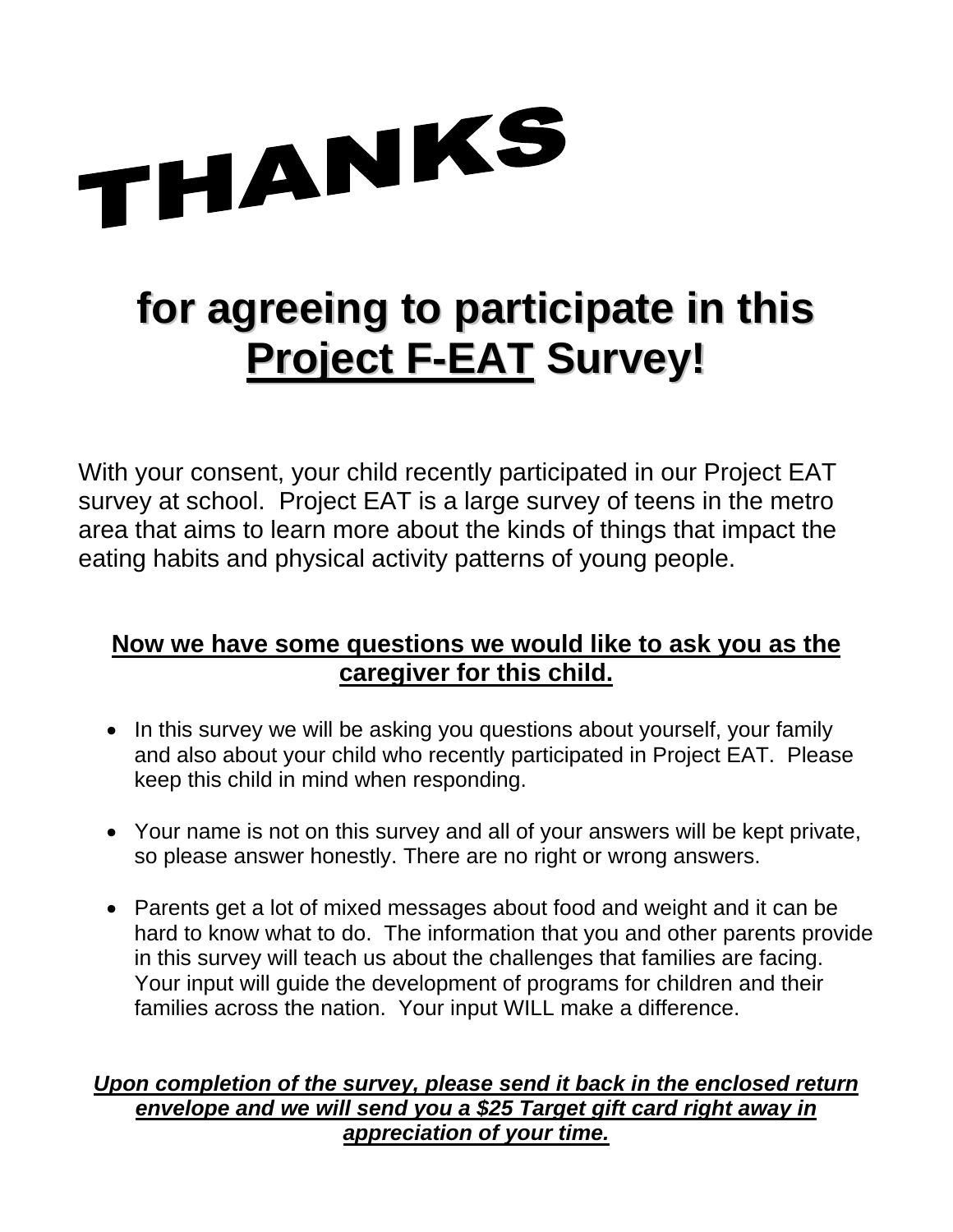# THANKS

## for agreeing to participate in this <u>Project F-EAT</u> Survey!

With your consent, your child recently participated in our Project EAT survey at school. Project EAT is a large survey of teens in the metro area that aims to learn more about the kinds of things that impact the eating habits and physical activity patterns of young people.

**<u>Now we have some questions we would like to ask you as the caregiver for this child.</u>**

- In this survey we will be asking you questions about yourself, your family and also about your child who recently participated in Project EAT. Please keep this child in mind when responding.
- Your name is not on this survey and all of your answers will be kept private, so please answer honestly. There are no right or wrong answers.
- Parents get a lot of mixed messages about food and weight and it can be hard to know what to do. The information that you and other parents provide in this survey will teach us about the challenges that families are facing. Your input will guide the development of programs for children and their families across the nation. Your input WILL make a difference.

***<u>Upon completion of the survey, please send it back in the enclosed return envelope and we will send you a $25 Target gift card right away in appreciation of your time.</u>***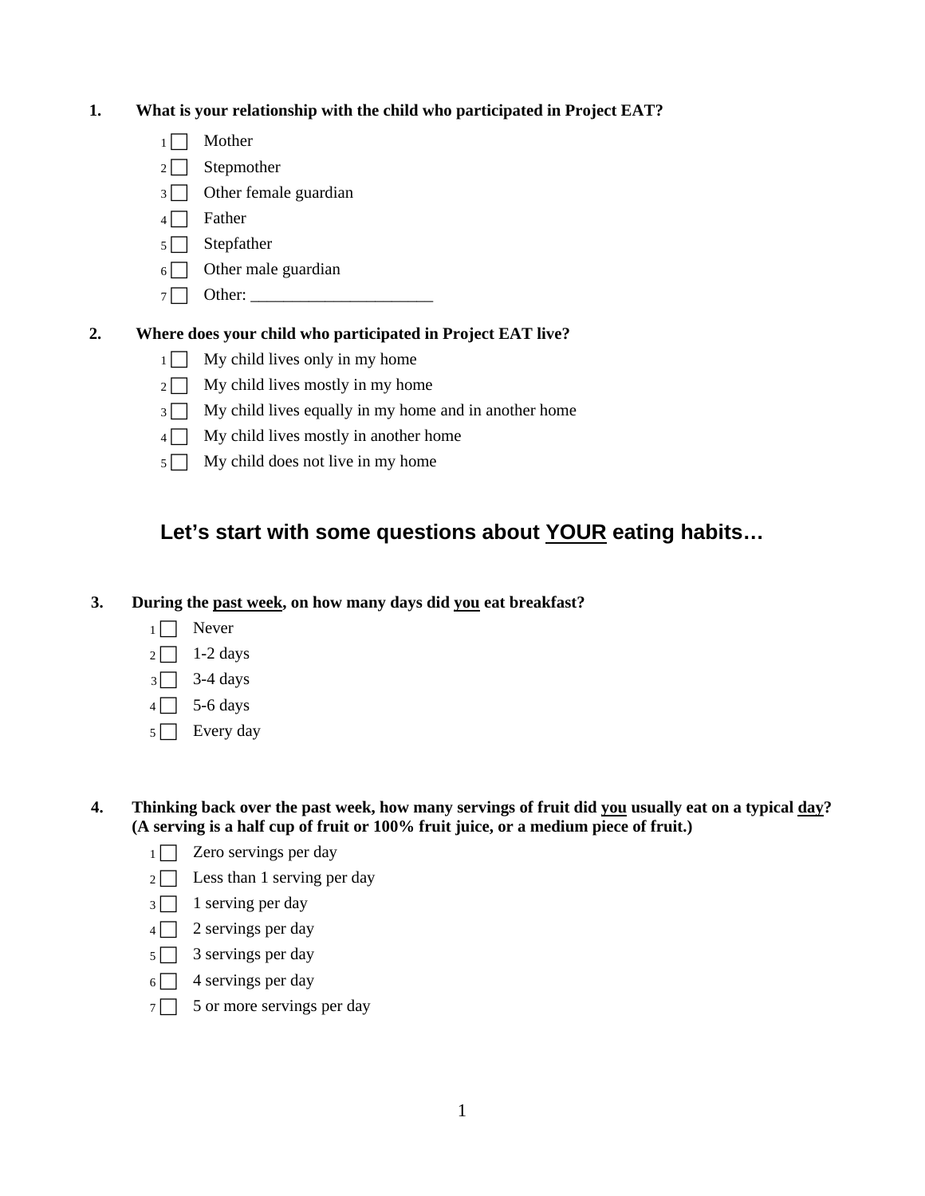**1. What is your relationship with the child who participated in Project EAT?**

- 1 ☐ Mother
- 2 ☐ Stepmother
- 3 ☐ Other female guardian
- 4 ☐ Father
- 5 ☐ Stepfather
- 6 ☐ Other male guardian
- 7 ☐ Other: ______________________

**2. Where does your child who participated in Project EAT live?**

- 1 ☐ My child lives only in my home
- 2 ☐ My child lives mostly in my home
- 3 ☐ My child lives equally in my home and in another home
- 4 ☐ My child lives mostly in another home
- 5 ☐ My child does not live in my home

## Let's start with some questions about <u>YOUR</u> eating habits…

**3. During the <u>past week</u>, on how many days did <u>you</u> eat breakfast?**

- 1 ☐ Never
- 2 ☐ 1-2 days
- 3 ☐ 3-4 days
- 4 ☐ 5-6 days
- 5 ☐ Every day

**4. Thinking back over the past week, how many servings of fruit did <u>you</u> usually eat on a typical <u>day</u>? (A serving is a half cup of fruit or 100% fruit juice, or a medium piece of fruit.)**

- 1 ☐ Zero servings per day
- 2 ☐ Less than 1 serving per day
- 3 ☐ 1 serving per day
- 4 ☐ 2 servings per day
- 5 ☐ 3 servings per day
- 6 ☐ 4 servings per day
- 7 ☐ 5 or more servings per day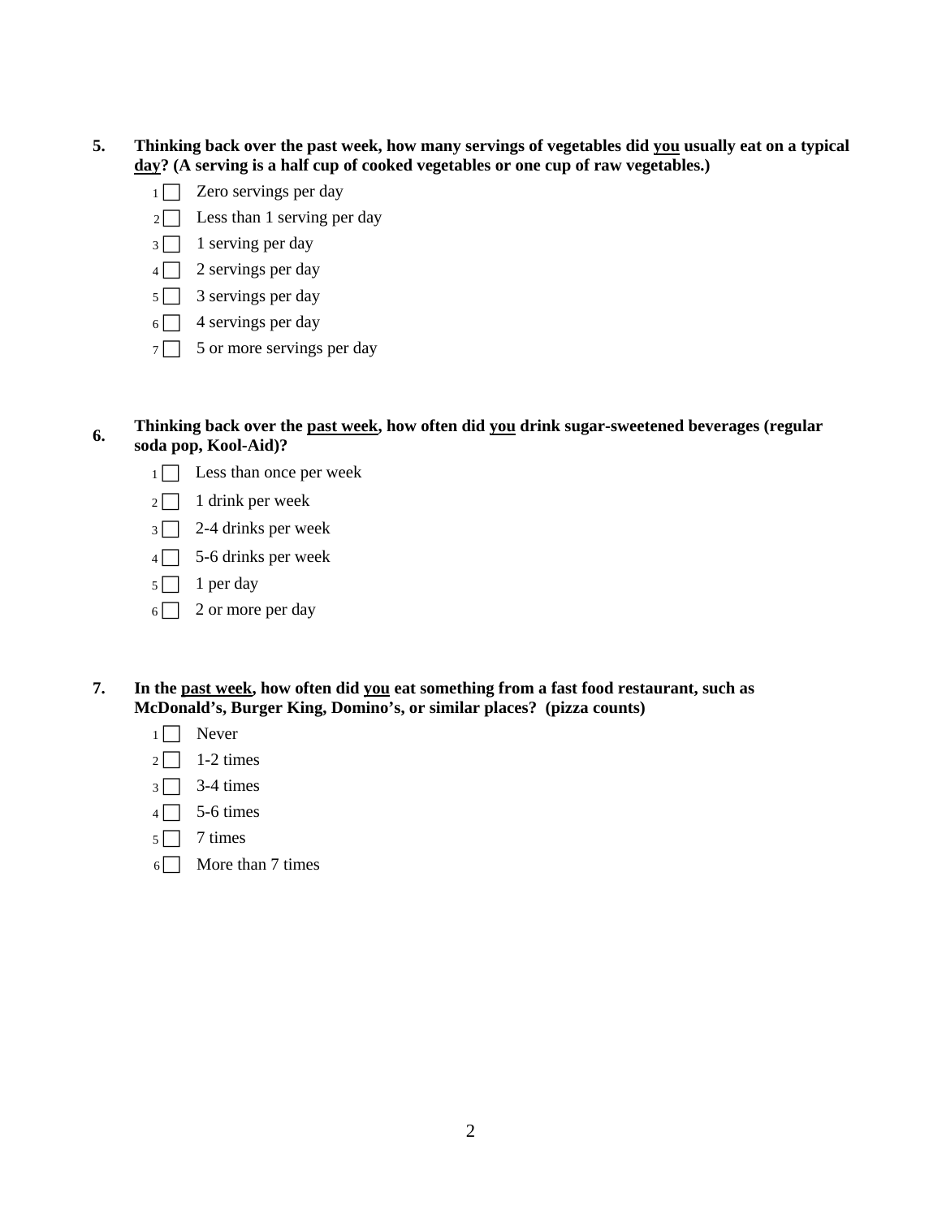**5. Thinking back over the past week, how many servings of vegetables did <u>you</u> usually eat on a typical <u>day</u>? (A serving is a half cup of cooked vegetables or one cup of raw vegetables.)**

- 1 ☐ Zero servings per day
- 2 ☐ Less than 1 serving per day
- 3 ☐ 1 serving per day
- 4 ☐ 2 servings per day
- 5 ☐ 3 servings per day
- 6 ☐ 4 servings per day
- 7 ☐ 5 or more servings per day

**6. Thinking back over the <u>past week</u>, how often did <u>you</u> drink sugar-sweetened beverages (regular soda pop, Kool-Aid)?**

- 1 ☐ Less than once per week
- 2 ☐ 1 drink per week
- 3 ☐ 2-4 drinks per week
- 4 ☐ 5-6 drinks per week
- 5 ☐ 1 per day
- 6 ☐ 2 or more per day

**7. In the <u>past week</u>, how often did <u>you</u> eat something from a fast food restaurant, such as McDonald's, Burger King, Domino's, or similar places? (pizza counts)**

- 1 ☐ Never
- 2 ☐ 1-2 times
- 3 ☐ 3-4 times
- 4 ☐ 5-6 times
- 5 ☐ 7 times
- 6 ☐ More than 7 times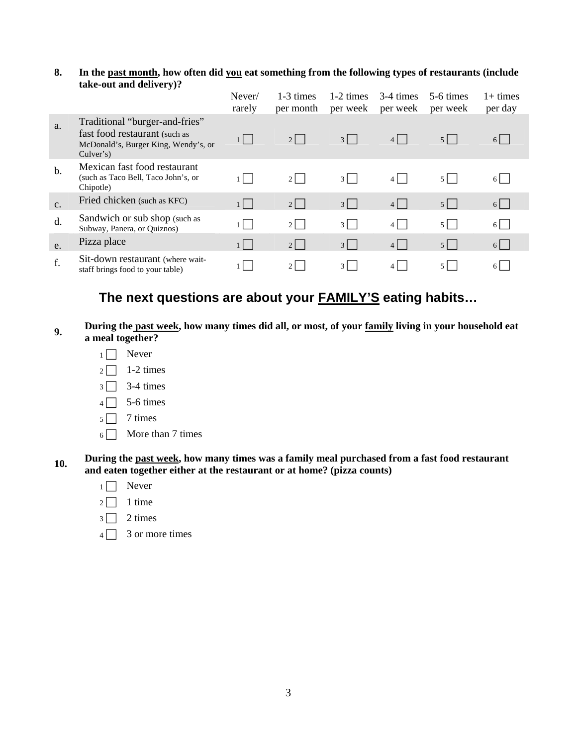**8. In the past month, how often did you eat something from the following types of restaurants (include take-out and delivery)?**

| | | Never/ rarely | 1-3 times per month | 1-2 times per week | 3-4 times per week | 5-6 times per week | 1+ times per day |
|---|---|---|---|---|---|---|---|
| a. | Traditional "burger-and-fries" fast food restaurant (such as McDonald's, Burger King, Wendy's, or Culver's) | 1 ☐ | 2 ☐ | 3 ☐ | 4 ☐ | 5 ☐ | 6 ☐ |
| b. | Mexican fast food restaurant (such as Taco Bell, Taco John's, or Chipotle) | 1 ☐ | 2 ☐ | 3 ☐ | 4 ☐ | 5 ☐ | 6 ☐ |
| c. | Fried chicken (such as KFC) | 1 ☐ | 2 ☐ | 3 ☐ | 4 ☐ | 5 ☐ | 6 ☐ |
| d. | Sandwich or sub shop (such as Subway, Panera, or Quiznos) | 1 ☐ | 2 ☐ | 3 ☐ | 4 ☐ | 5 ☐ | 6 ☐ |
| e. | Pizza place | 1 ☐ | 2 ☐ | 3 ☐ | 4 ☐ | 5 ☐ | 6 ☐ |
| f. | Sit-down restaurant (where wait-staff brings food to your table) | 1 ☐ | 2 ☐ | 3 ☐ | 4 ☐ | 5 ☐ | 6 ☐ |

## The next questions are about your FAMILY'S eating habits…

**9. During the past week, how many times did all, or most, of your family living in your household eat a meal together?**

- 1 ☐ Never
- 2 ☐ 1-2 times
- 3 ☐ 3-4 times
- 4 ☐ 5-6 times
- 5 ☐ 7 times
- 6 ☐ More than 7 times

**10. During the past week, how many times was a family meal purchased from a fast food restaurant and eaten together either at the restaurant or at home? (pizza counts)**

- 1 ☐ Never
- 2 ☐ 1 time
- 3 ☐ 2 times
- 4 ☐ 3 or more times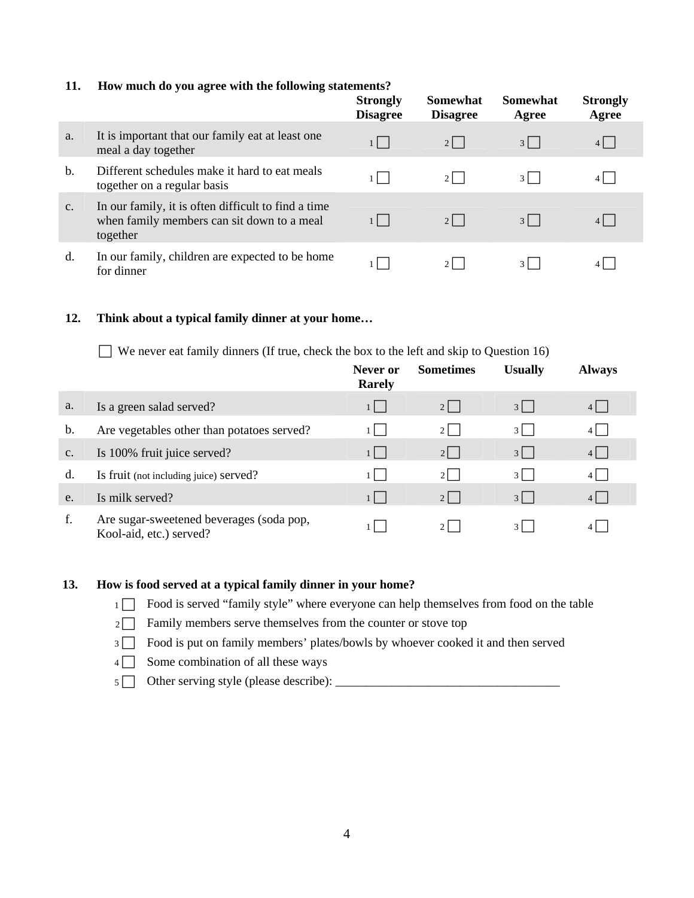**11. How much do you agree with the following statements?**

| | | Strongly Disagree | Somewhat Disagree | Somewhat Agree | Strongly Agree |
|---|---|---|---|---|---|
| a. | It is important that our family eat at least one meal a day together | 1 ☐ | 2 ☐ | 3 ☐ | 4 ☐ |
| b. | Different schedules make it hard to eat meals together on a regular basis | 1 ☐ | 2 ☐ | 3 ☐ | 4 ☐ |
| c. | In our family, it is often difficult to find a time when family members can sit down to a meal together | 1 ☐ | 2 ☐ | 3 ☐ | 4 ☐ |
| d. | In our family, children are expected to be home for dinner | 1 ☐ | 2 ☐ | 3 ☐ | 4 ☐ |

**12. Think about a typical family dinner at your home…**

☐ We never eat family dinners (If true, check the box to the left and skip to Question 16)

| | | Never or Rarely | Sometimes | Usually | Always |
|---|---|---|---|---|---|
| a. | Is a green salad served? | 1 ☐ | 2 ☐ | 3 ☐ | 4 ☐ |
| b. | Are vegetables other than potatoes served? | 1 ☐ | 2 ☐ | 3 ☐ | 4 ☐ |
| c. | Is 100% fruit juice served? | 1 ☐ | 2 ☐ | 3 ☐ | 4 ☐ |
| d. | Is fruit (not including juice) served? | 1 ☐ | 2 ☐ | 3 ☐ | 4 ☐ |
| e. | Is milk served? | 1 ☐ | 2 ☐ | 3 ☐ | 4 ☐ |
| f. | Are sugar-sweetened beverages (soda pop, Kool-aid, etc.) served? | 1 ☐ | 2 ☐ | 3 ☐ | 4 ☐ |

**13. How is food served at a typical family dinner in your home?**

1 ☐ Food is served "family style" where everyone can help themselves from food on the table

2 ☐ Family members serve themselves from the counter or stove top

3 ☐ Food is put on family members' plates/bowls by whoever cooked it and then served

4 ☐ Some combination of all these ways

5 ☐ Other serving style (please describe): ___________________________________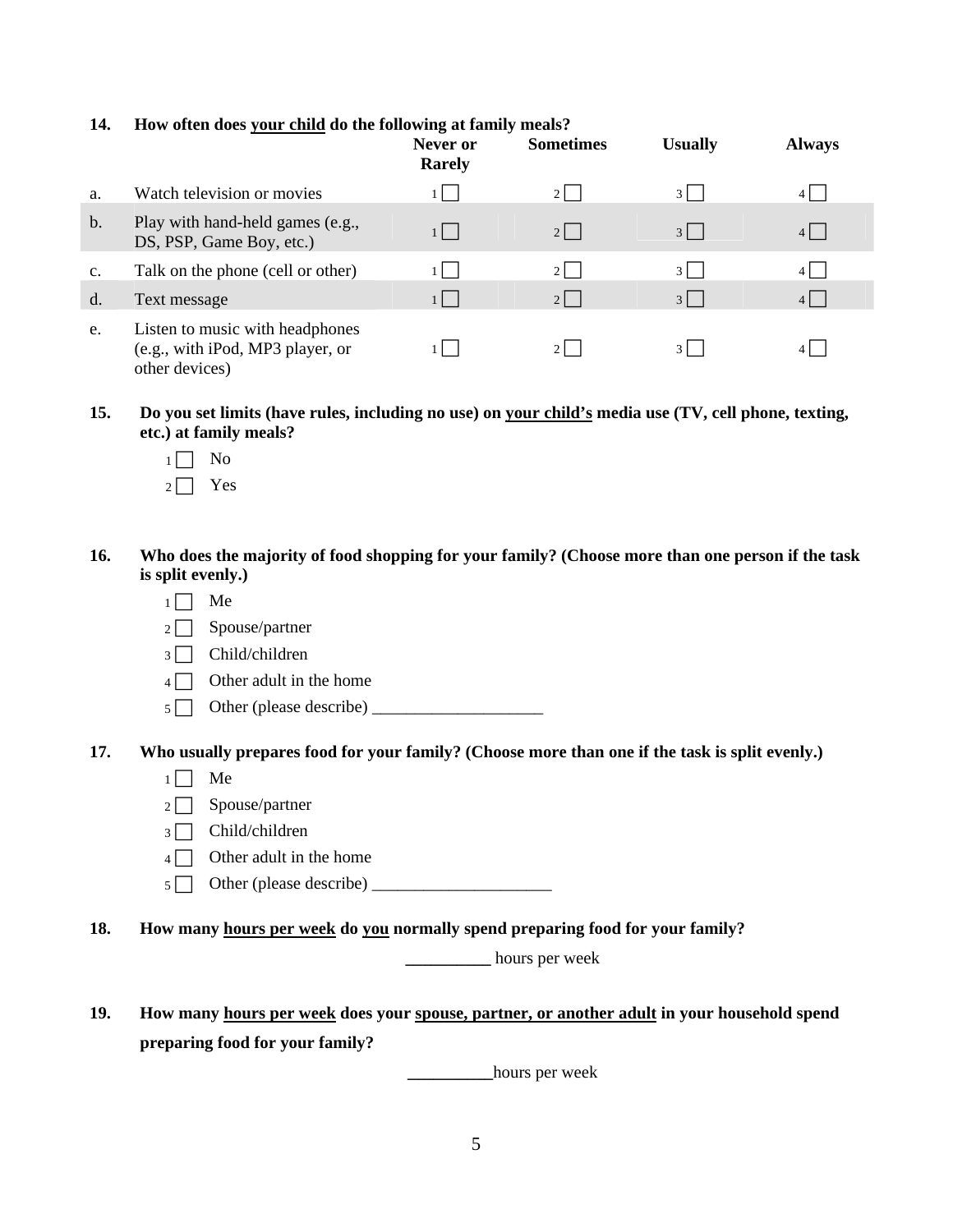**14. How often does your child do the following at family meals?**

| | | Never or Rarely | Sometimes | Usually | Always |
|---|---|---|---|---|---|
| a. | Watch television or movies | 1 ☐ | 2 ☐ | 3 ☐ | 4 ☐ |
| b. | Play with hand-held games (e.g., DS, PSP, Game Boy, etc.) | 1 ☐ | 2 ☐ | 3 ☐ | 4 ☐ |
| c. | Talk on the phone (cell or other) | 1 ☐ | 2 ☐ | 3 ☐ | 4 ☐ |
| d. | Text message | 1 ☐ | 2 ☐ | 3 ☐ | 4 ☐ |
| e. | Listen to music with headphones (e.g., with iPod, MP3 player, or other devices) | 1 ☐ | 2 ☐ | 3 ☐ | 4 ☐ |

**15. Do you set limits (have rules, including no use) on your child's media use (TV, cell phone, texting, etc.) at family meals?**

- 1 ☐ No
- 2 ☐ Yes

**16. Who does the majority of food shopping for your family? (Choose more than one person if the task is split evenly.)**

- 1 ☐ Me
- 2 ☐ Spouse/partner
- 3 ☐ Child/children
- 4 ☐ Other adult in the home
- 5 ☐ Other (please describe) ____________________

**17. Who usually prepares food for your family? (Choose more than one if the task is split evenly.)**

- 1 ☐ Me
- 2 ☐ Spouse/partner
- 3 ☐ Child/children
- 4 ☐ Other adult in the home
- 5 ☐ Other (please describe) _____________________

**18. How many hours per week do you normally spend preparing food for your family?**

__________ hours per week

**19. How many hours per week does your spouse, partner, or another adult in your household spend preparing food for your family?**

__________hours per week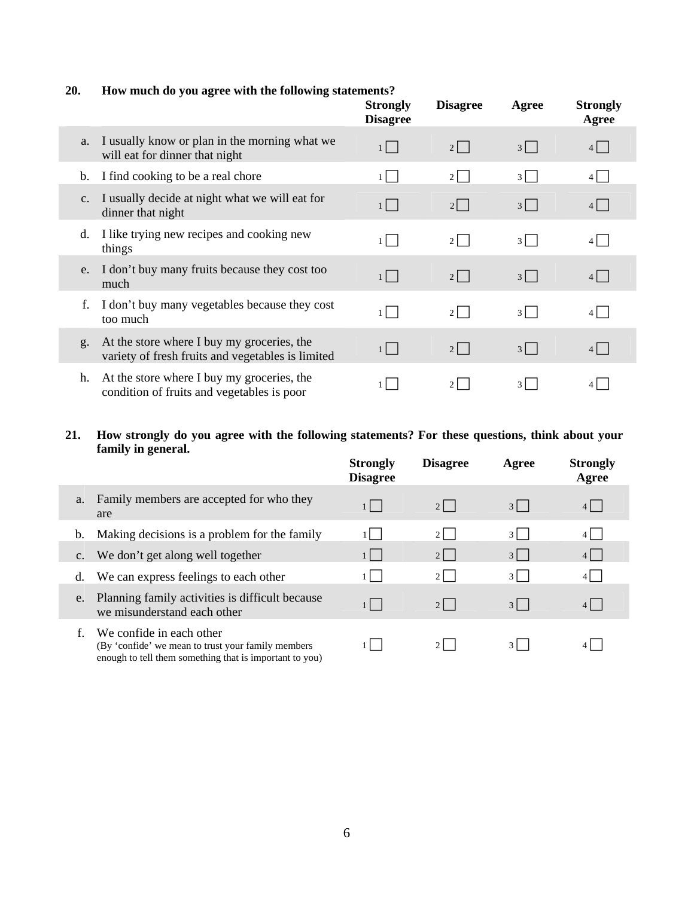**20. How much do you agree with the following statements?**

| | | Strongly Disagree | Disagree | Agree | Strongly Agree |
|---|---|---|---|---|---|
| a. | I usually know or plan in the morning what we will eat for dinner that night | 1 ☐ | 2 ☐ | 3 ☐ | 4 ☐ |
| b. | I find cooking to be a real chore | 1 ☐ | 2 ☐ | 3 ☐ | 4 ☐ |
| c. | I usually decide at night what we will eat for dinner that night | 1 ☐ | 2 ☐ | 3 ☐ | 4 ☐ |
| d. | I like trying new recipes and cooking new things | 1 ☐ | 2 ☐ | 3 ☐ | 4 ☐ |
| e. | I don't buy many fruits because they cost too much | 1 ☐ | 2 ☐ | 3 ☐ | 4 ☐ |
| f. | I don't buy many vegetables because they cost too much | 1 ☐ | 2 ☐ | 3 ☐ | 4 ☐ |
| g. | At the store where I buy my groceries, the variety of fresh fruits and vegetables is limited | 1 ☐ | 2 ☐ | 3 ☐ | 4 ☐ |
| h. | At the store where I buy my groceries, the condition of fruits and vegetables is poor | 1 ☐ | 2 ☐ | 3 ☐ | 4 ☐ |

**21. How strongly do you agree with the following statements? For these questions, think about your family in general.**

| | | Strongly Disagree | Disagree | Agree | Strongly Agree |
|---|---|---|---|---|---|
| a. | Family members are accepted for who they are | 1 ☐ | 2 ☐ | 3 ☐ | 4 ☐ |
| b. | Making decisions is a problem for the family | 1 ☐ | 2 ☐ | 3 ☐ | 4 ☐ |
| c. | We don't get along well together | 1 ☐ | 2 ☐ | 3 ☐ | 4 ☐ |
| d. | We can express feelings to each other | 1 ☐ | 2 ☐ | 3 ☐ | 4 ☐ |
| e. | Planning family activities is difficult because we misunderstand each other | 1 ☐ | 2 ☐ | 3 ☐ | 4 ☐ |
| f. | We confide in each other (By 'confide' we mean to trust your family members enough to tell them something that is important to you) | 1 ☐ | 2 ☐ | 3 ☐ | 4 ☐ |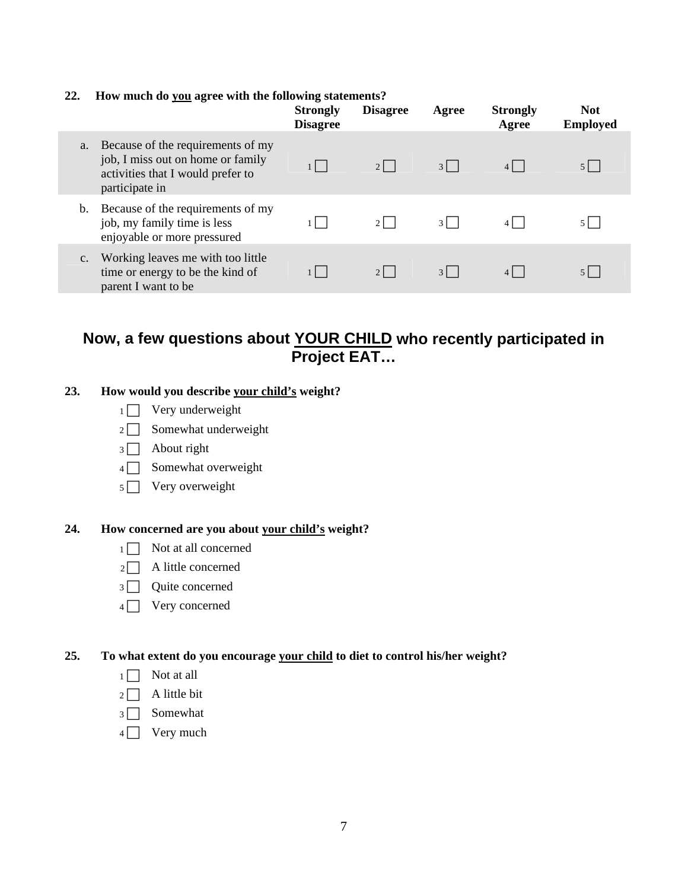**22. How much do you agree with the following statements?**

| | Strongly Disagree | Disagree | Agree | Strongly Agree | Not Employed |
|---|---|---|---|---|---|
| a. Because of the requirements of my job, I miss out on home or family activities that I would prefer to participate in | 1 ☐ | 2 ☐ | 3 ☐ | 4 ☐ | 5 ☐ |
| b. Because of the requirements of my job, my family time is less enjoyable or more pressured | 1 ☐ | 2 ☐ | 3 ☐ | 4 ☐ | 5 ☐ |
| c. Working leaves me with too little time or energy to be the kind of parent I want to be | 1 ☐ | 2 ☐ | 3 ☐ | 4 ☐ | 5 ☐ |

## Now, a few questions about YOUR CHILD who recently participated in Project EAT…

**23. How would you describe your child's weight?**

- 1 ☐ Very underweight
- 2 ☐ Somewhat underweight
- 3 ☐ About right
- 4 ☐ Somewhat overweight
- 5 ☐ Very overweight

**24. How concerned are you about your child's weight?**

- 1 ☐ Not at all concerned
- 2 ☐ A little concerned
- 3 ☐ Quite concerned
- 4 ☐ Very concerned

**25. To what extent do you encourage your child to diet to control his/her weight?**

- 1 ☐ Not at all
- 2 ☐ A little bit
- 3 ☐ Somewhat
- 4 ☐ Very much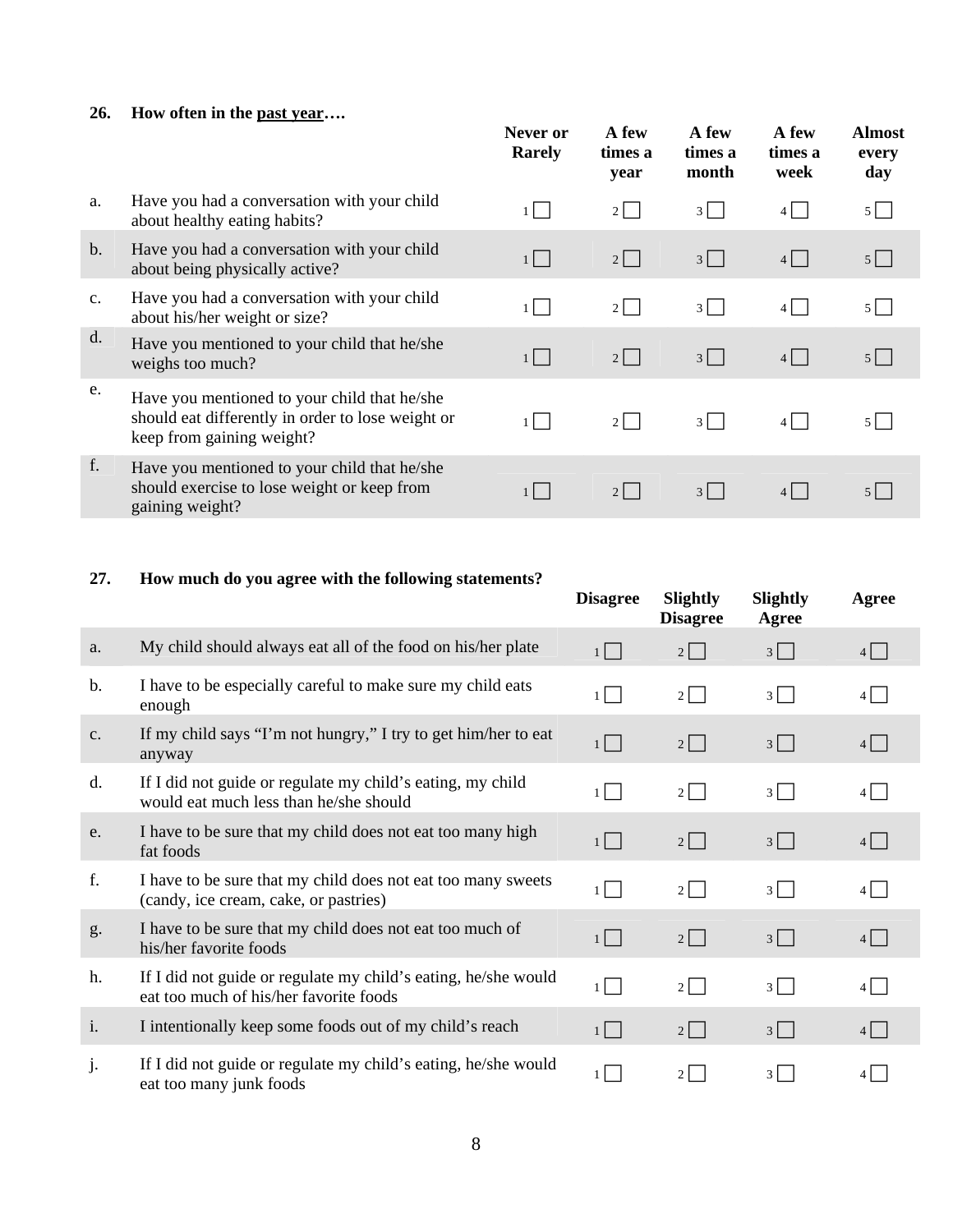**26. How often in the past year….**

| | | Never or Rarely | A few times a year | A few times a month | A few times a week | Almost every day |
|---|---|---|---|---|---|---|
| a. | Have you had a conversation with your child about healthy eating habits? | 1 ☐ | 2 ☐ | 3 ☐ | 4 ☐ | 5 ☐ |
| b. | Have you had a conversation with your child about being physically active? | 1 ☐ | 2 ☐ | 3 ☐ | 4 ☐ | 5 ☐ |
| c. | Have you had a conversation with your child about his/her weight or size? | 1 ☐ | 2 ☐ | 3 ☐ | 4 ☐ | 5 ☐ |
| d. | Have you mentioned to your child that he/she weighs too much? | 1 ☐ | 2 ☐ | 3 ☐ | 4 ☐ | 5 ☐ |
| e. | Have you mentioned to your child that he/she should eat differently in order to lose weight or keep from gaining weight? | 1 ☐ | 2 ☐ | 3 ☐ | 4 ☐ | 5 ☐ |
| f. | Have you mentioned to your child that he/she should exercise to lose weight or keep from gaining weight? | 1 ☐ | 2 ☐ | 3 ☐ | 4 ☐ | 5 ☐ |

**27. How much do you agree with the following statements?**

| | | Disagree | Slightly Disagree | Slightly Agree | Agree |
|---|---|---|---|---|---|
| a. | My child should always eat all of the food on his/her plate | 1 ☐ | 2 ☐ | 3 ☐ | 4 ☐ |
| b. | I have to be especially careful to make sure my child eats enough | 1 ☐ | 2 ☐ | 3 ☐ | 4 ☐ |
| c. | If my child says "I'm not hungry," I try to get him/her to eat anyway | 1 ☐ | 2 ☐ | 3 ☐ | 4 ☐ |
| d. | If I did not guide or regulate my child's eating, my child would eat much less than he/she should | 1 ☐ | 2 ☐ | 3 ☐ | 4 ☐ |
| e. | I have to be sure that my child does not eat too many high fat foods | 1 ☐ | 2 ☐ | 3 ☐ | 4 ☐ |
| f. | I have to be sure that my child does not eat too many sweets (candy, ice cream, cake, or pastries) | 1 ☐ | 2 ☐ | 3 ☐ | 4 ☐ |
| g. | I have to be sure that my child does not eat too much of his/her favorite foods | 1 ☐ | 2 ☐ | 3 ☐ | 4 ☐ |
| h. | If I did not guide or regulate my child's eating, he/she would eat too much of his/her favorite foods | 1 ☐ | 2 ☐ | 3 ☐ | 4 ☐ |
| i. | I intentionally keep some foods out of my child's reach | 1 ☐ | 2 ☐ | 3 ☐ | 4 ☐ |
| j. | If I did not guide or regulate my child's eating, he/she would eat too many junk foods | 1 ☐ | 2 ☐ | 3 ☐ | 4 ☐ |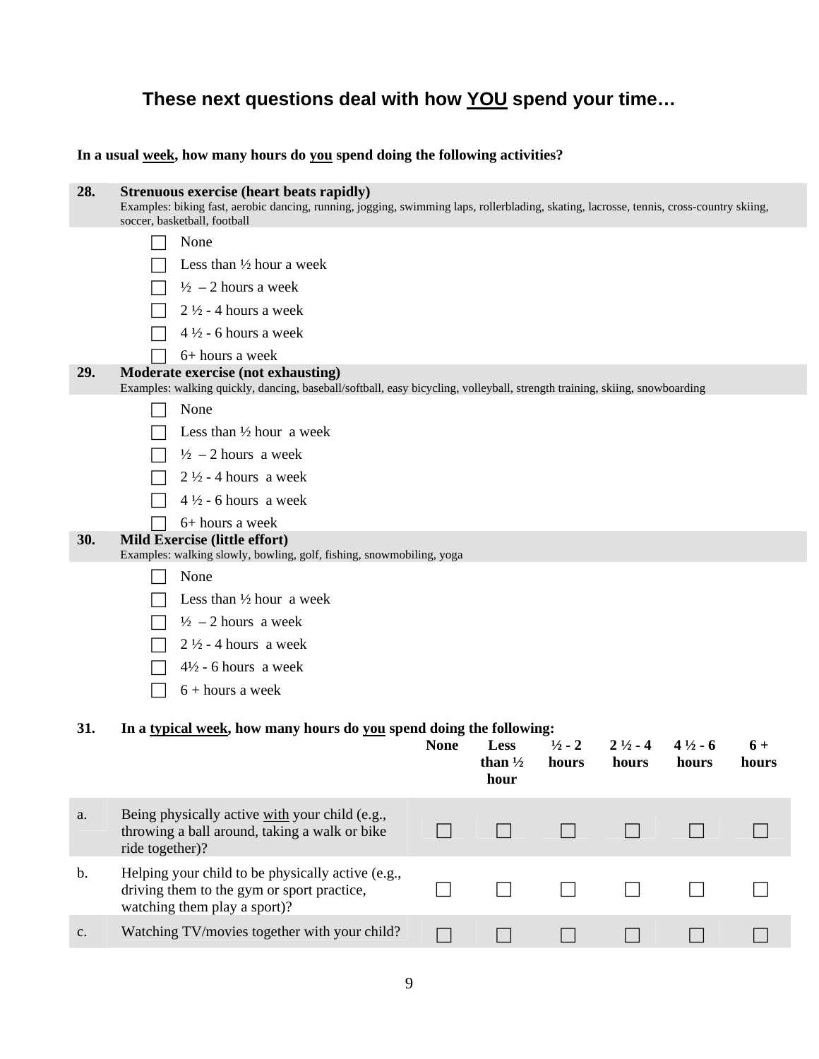## These next questions deal with how <u>YOU</u> spend your time…

**In a usual <u>week</u>, how many hours do <u>you</u> spend doing the following activities?**

**28. Strenuous exercise (heart beats rapidly)**
Examples: biking fast, aerobic dancing, running, jogging, swimming laps, rollerblading, skating, lacrosse, tennis, cross-country skiing, soccer, basketball, football

- ☐ None
- ☐ Less than ½ hour a week
- ☐ ½ – 2 hours a week
- ☐ 2 ½ - 4 hours a week
- ☐ 4 ½ - 6 hours a week
- ☐ 6+ hours a week

**29. Moderate exercise (not exhausting)**
Examples: walking quickly, dancing, baseball/softball, easy bicycling, volleyball, strength training, skiing, snowboarding

- ☐ None
- ☐ Less than ½ hour a week
- ☐ ½ – 2 hours a week
- ☐ 2 ½ - 4 hours a week
- ☐ 4 ½ - 6 hours a week
- ☐ 6+ hours a week

**30. Mild Exercise (little effort)**
Examples: walking slowly, bowling, golf, fishing, snowmobiling, yoga

- ☐ None
- ☐ Less than ½ hour a week
- ☐ ½ – 2 hours a week
- ☐ 2 ½ - 4 hours a week
- ☐ 4½ - 6 hours a week
- ☐ 6 + hours a week

**31. In a <u>typical week</u>, how many hours do <u>you</u> spend doing the following:**

| | | None | Less than ½ hour | ½ - 2 hours | 2 ½ - 4 hours | 4 ½ - 6 hours | 6 + hours |
|---|---|---|---|---|---|---|---|
| a. | Being physically active <u>with</u> your child (e.g., throwing a ball around, taking a walk or bike ride together)? | ☐ | ☐ | ☐ | ☐ | ☐ | ☐ |
| b. | Helping your child to be physically active (e.g., driving them to the gym or sport practice, watching them play a sport)? | ☐ | ☐ | ☐ | ☐ | ☐ | ☐ |
| c. | Watching TV/movies together with your child? | ☐ | ☐ | ☐ | ☐ | ☐ | ☐ |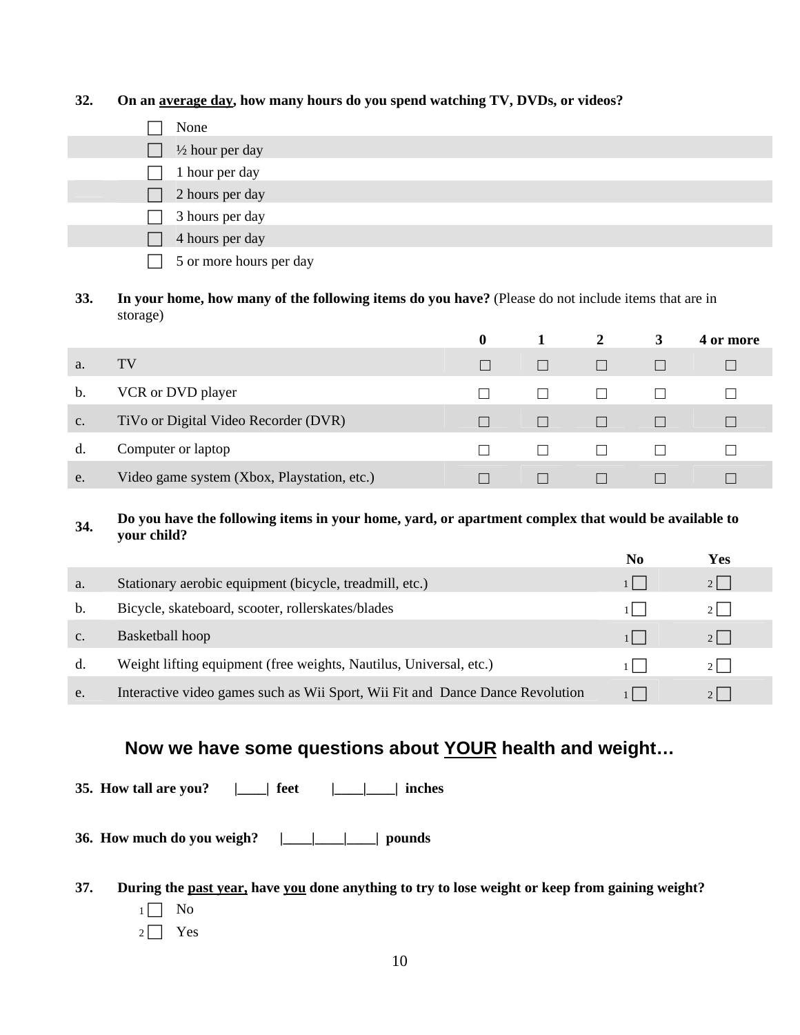**32. On an average day, how many hours do you spend watching TV, DVDs, or videos?**

- ☐ None
- ☐ ½ hour per day
- ☐ 1 hour per day
- ☐ 2 hours per day
- ☐ 3 hours per day
- ☐ 4 hours per day
- ☐ 5 or more hours per day

**33. In your home, how many of the following items do you have?** (Please do not include items that are in storage)

| | | 0 | 1 | 2 | 3 | 4 or more |
|---|---|---|---|---|---|---|
| a. | TV | ☐ | ☐ | ☐ | ☐ | ☐ |
| b. | VCR or DVD player | ☐ | ☐ | ☐ | ☐ | ☐ |
| c. | TiVo or Digital Video Recorder (DVR) | ☐ | ☐ | ☐ | ☐ | ☐ |
| d. | Computer or laptop | ☐ | ☐ | ☐ | ☐ | ☐ |
| e. | Video game system (Xbox, Playstation, etc.) | ☐ | ☐ | ☐ | ☐ | ☐ |

**34. Do you have the following items in your home, yard, or apartment complex that would be available to your child?**

| | | No | Yes |
|---|---|---|---|
| a. | Stationary aerobic equipment (bicycle, treadmill, etc.) | 1 ☐ | 2 ☐ |
| b. | Bicycle, skateboard, scooter, rollerskates/blades | 1 ☐ | 2 ☐ |
| c. | Basketball hoop | 1 ☐ | 2 ☐ |
| d. | Weight lifting equipment (free weights, Nautilus, Universal, etc.) | 1 ☐ | 2 ☐ |
| e. | Interactive video games such as Wii Sport, Wii Fit and Dance Dance Revolution | 1 ☐ | 2 ☐ |

## Now we have some questions about YOUR health and weight…

**35. How tall are you? |____| feet |____|____| inches**

**36. How much do you weigh? |____|____|____| pounds**

**37. During the past year, have you done anything to try to lose weight or keep from gaining weight?**

- 1 ☐ No
- 2 ☐ Yes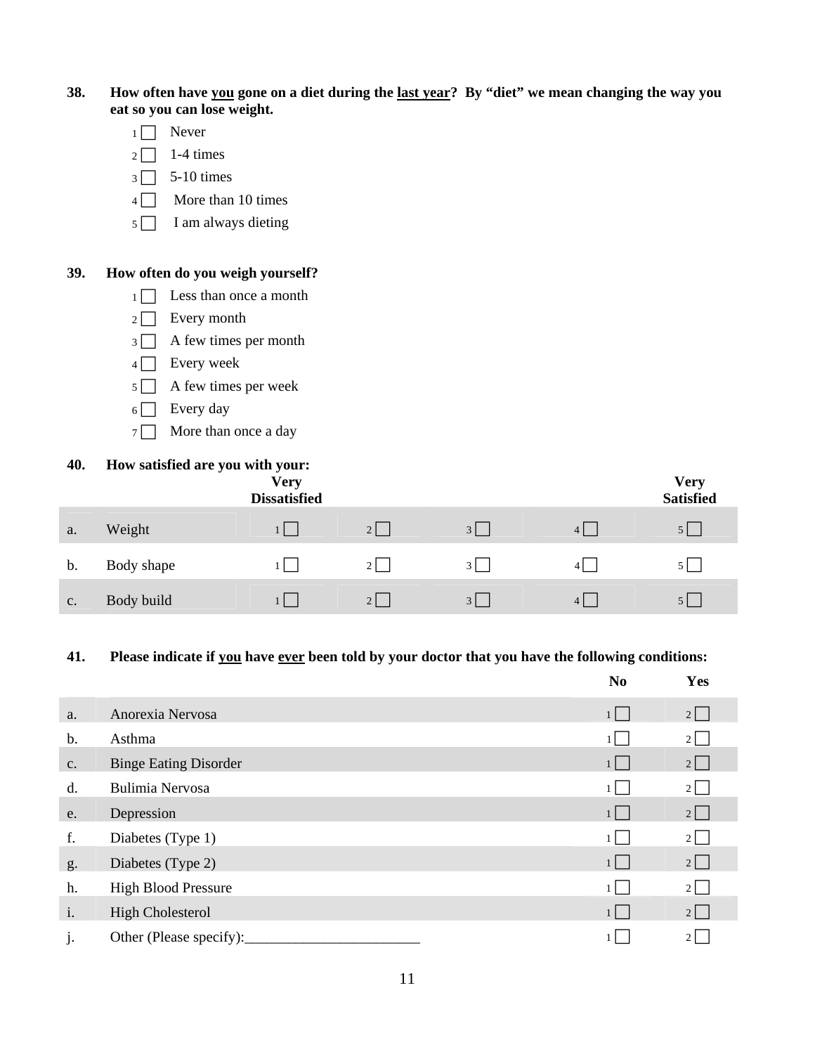**38. How often have <u>you</u> gone on a diet during the <u>last year</u>? By "diet" we mean changing the way you eat so you can lose weight.**

- 1 ☐ Never
- 2 ☐ 1-4 times
- 3 ☐ 5-10 times
- 4 ☐ More than 10 times
- 5 ☐ I am always dieting

**39. How often do you weigh yourself?**

- 1 ☐ Less than once a month
- 2 ☐ Every month
- 3 ☐ A few times per month
- 4 ☐ Every week
- 5 ☐ A few times per week
- 6 ☐ Every day
- 7 ☐ More than once a day

**40. How satisfied are you with your:**

| | | Very Dissatisfied | | | | Very Satisfied |
|---|---|---|---|---|---|---|
| a. | Weight | 1 ☐ | 2 ☐ | 3 ☐ | 4 ☐ | 5 ☐ |
| b. | Body shape | 1 ☐ | 2 ☐ | 3 ☐ | 4 ☐ | 5 ☐ |
| c. | Body build | 1 ☐ | 2 ☐ | 3 ☐ | 4 ☐ | 5 ☐ |

**41. Please indicate if <u>you</u> have <u>ever</u> been told by your doctor that you have the following conditions:**

| | | No | Yes |
|---|---|---|---|
| a. | Anorexia Nervosa | 1 ☐ | 2 ☐ |
| b. | Asthma | 1 ☐ | 2 ☐ |
| c. | Binge Eating Disorder | 1 ☐ | 2 ☐ |
| d. | Bulimia Nervosa | 1 ☐ | 2 ☐ |
| e. | Depression | 1 ☐ | 2 ☐ |
| f. | Diabetes (Type 1) | 1 ☐ | 2 ☐ |
| g. | Diabetes (Type 2) | 1 ☐ | 2 ☐ |
| h. | High Blood Pressure | 1 ☐ | 2 ☐ |
| i. | High Cholesterol | 1 ☐ | 2 ☐ |
| j. | Other (Please specify):________________________ | 1 ☐ | 2 ☐ |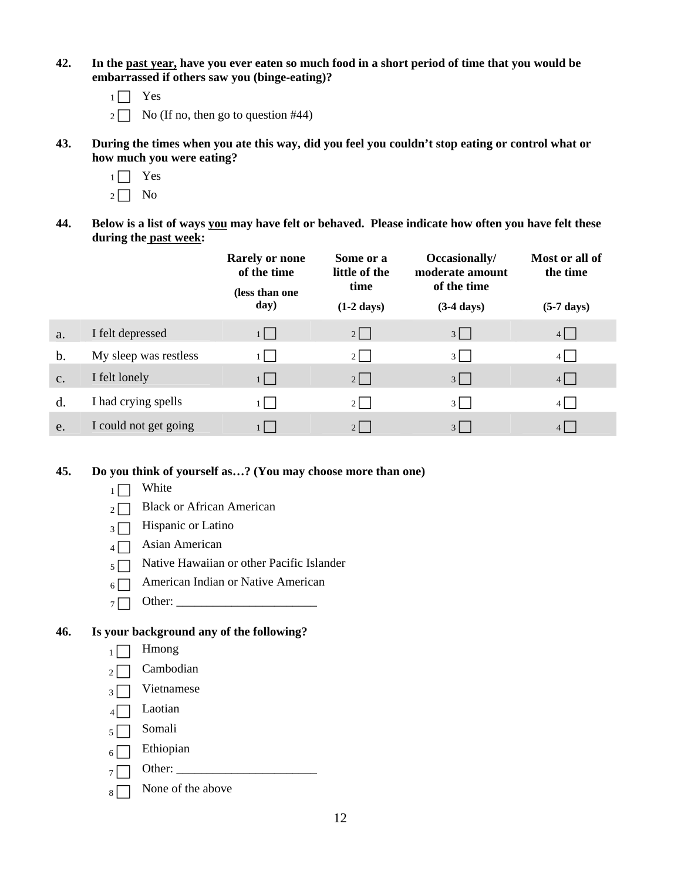**42. In the <u>past year,</u> have you ever eaten so much food in a short period of time that you would be embarrassed if others saw you (binge-eating)?**

1 ☐ Yes

2 ☐ No (If no, then go to question #44)

**43. During the times when you ate this way, did you feel you couldn't stop eating or control what or how much you were eating?**

1 ☐ Yes

2 ☐ No

**44. Below is a list of ways <u>you</u> may have felt or behaved. Please indicate how often you have felt these during the <u>past week</u>:**

| | | Rarely or none of the time (less than one day) | Some or a little of the time (1-2 days) | Occasionally/ moderate amount of the time (3-4 days) | Most or all of the time (5-7 days) |
|---|---|---|---|---|---|
| a. | I felt depressed | 1 ☐ | 2 ☐ | 3 ☐ | 4 ☐ |
| b. | My sleep was restless | 1 ☐ | 2 ☐ | 3 ☐ | 4 ☐ |
| c. | I felt lonely | 1 ☐ | 2 ☐ | 3 ☐ | 4 ☐ |
| d. | I had crying spells | 1 ☐ | 2 ☐ | 3 ☐ | 4 ☐ |
| e. | I could not get going | 1 ☐ | 2 ☐ | 3 ☐ | 4 ☐ |

**45. Do you think of yourself as…? (You may choose more than one)**

1 ☐ White

2 ☐ Black or African American

3 ☐ Hispanic or Latino

4 ☐ Asian American

5 ☐ Native Hawaiian or other Pacific Islander

6 ☐ American Indian or Native American

7 ☐ Other: _______________________

**46. Is your background any of the following?**

1 ☐ Hmong

2 ☐ Cambodian

3 ☐ Vietnamese

4 ☐ Laotian

5 ☐ Somali

6 ☐ Ethiopian

7 ☐ Other: _______________________

8 ☐ None of the above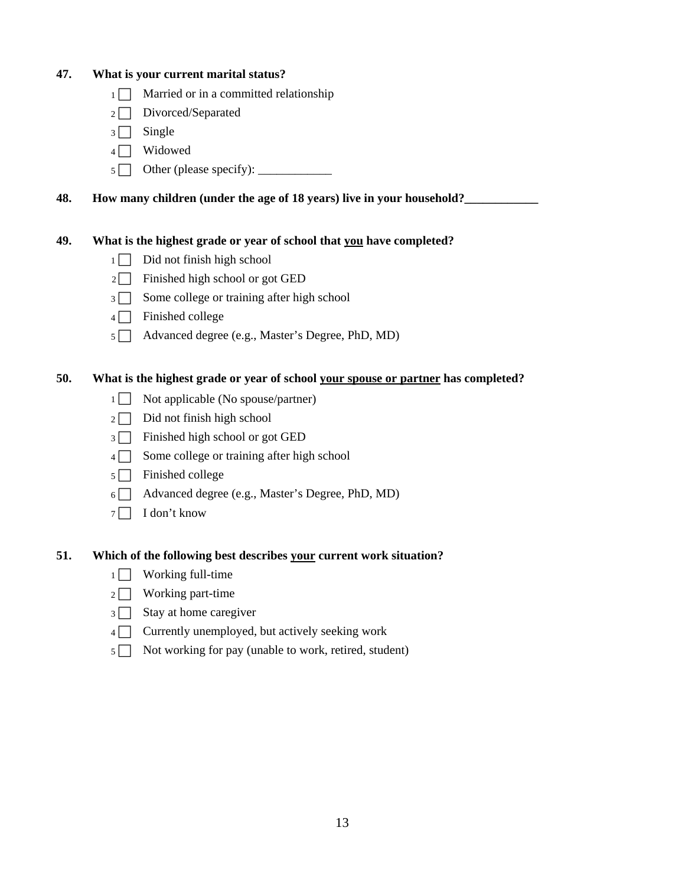**47. What is your current marital status?**

- 1 ☐ Married or in a committed relationship
- 2 ☐ Divorced/Separated
- 3 ☐ Single
- 4 ☐ Widowed
- 5 ☐ Other (please specify): ____________

**48. How many children (under the age of 18 years) live in your household?____________**

**49. What is the highest grade or year of school that <u>you</u> have completed?**

- 1 ☐ Did not finish high school
- 2 ☐ Finished high school or got GED
- 3 ☐ Some college or training after high school
- 4 ☐ Finished college
- 5 ☐ Advanced degree (e.g., Master's Degree, PhD, MD)

**50. What is the highest grade or year of school <u>your spouse or partner</u> has completed?**

- 1 ☐ Not applicable (No spouse/partner)
- 2 ☐ Did not finish high school
- 3 ☐ Finished high school or got GED
- 4 ☐ Some college or training after high school
- 5 ☐ Finished college
- 6 ☐ Advanced degree (e.g., Master's Degree, PhD, MD)
- 7 ☐ I don't know

**51. Which of the following best describes <u>your</u> current work situation?**

- 1 ☐ Working full-time
- 2 ☐ Working part-time
- 3 ☐ Stay at home caregiver
- 4 ☐ Currently unemployed, but actively seeking work
- 5 ☐ Not working for pay (unable to work, retired, student)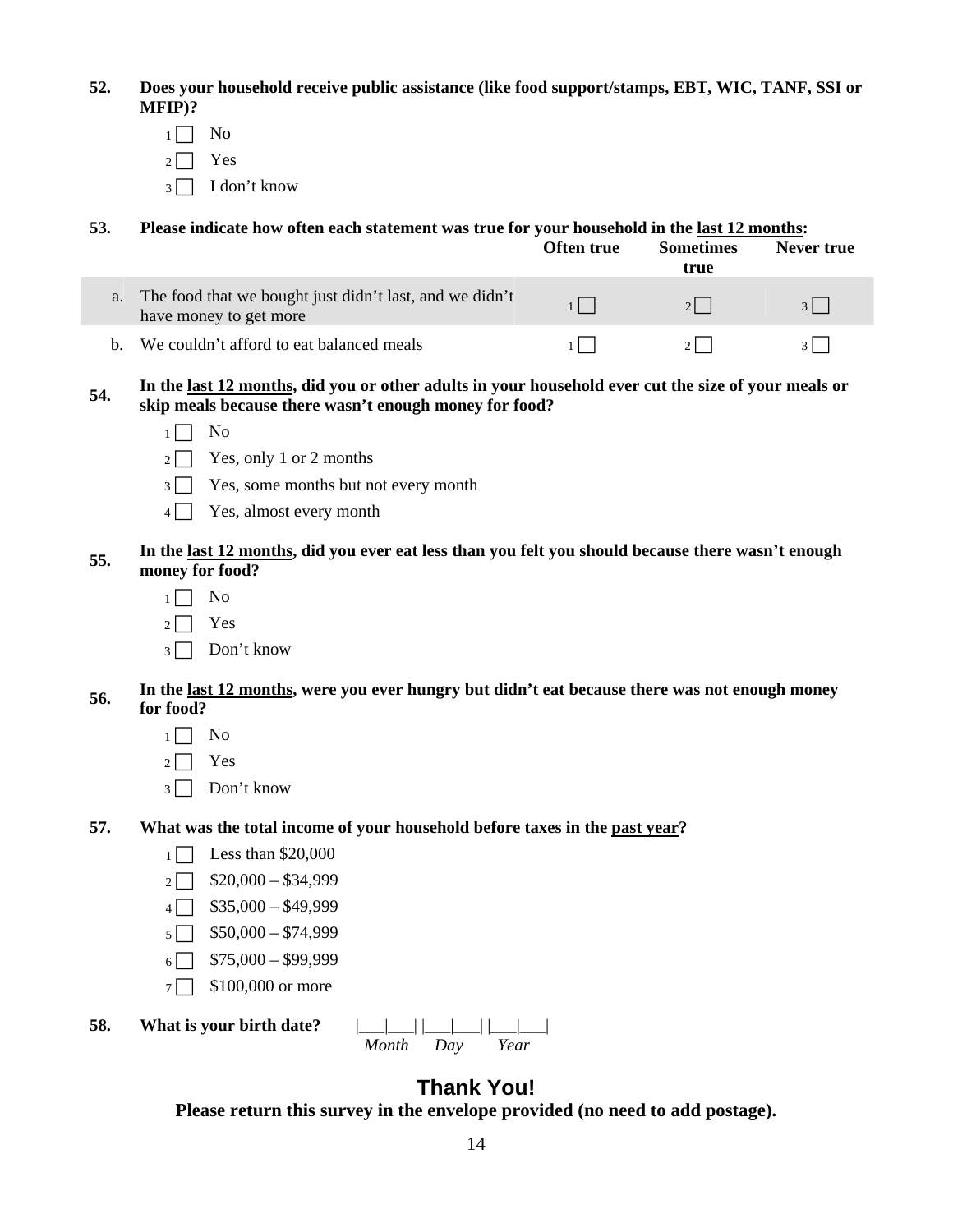**52. Does your household receive public assistance (like food support/stamps, EBT, WIC, TANF, SSI or MFIP)?**

- 1 ☐ No
- 2 ☐ Yes
- 3 ☐ I don't know

**53. Please indicate how often each statement was true for your household in the <u>last 12 months</u>:**

| | | Often true | Sometimes true | Never true |
|---|---|---|---|---|
| a. | The food that we bought just didn't last, and we didn't have money to get more | 1 ☐ | 2 ☐ | 3 ☐ |
| b. | We couldn't afford to eat balanced meals | 1 ☐ | 2 ☐ | 3 ☐ |

**54. In the <u>last 12 months</u>, did you or other adults in your household ever cut the size of your meals or skip meals because there wasn't enough money for food?**

- 1 ☐ No
- 2 ☐ Yes, only 1 or 2 months
- 3 ☐ Yes, some months but not every month
- 4 ☐ Yes, almost every month

**55. In the <u>last 12 months</u>, did you ever eat less than you felt you should because there wasn't enough money for food?**

- 1 ☐ No
- 2 ☐ Yes
- 3 ☐ Don't know

**56. In the <u>last 12 months</u>, were you ever hungry but didn't eat because there was not enough money for food?**

- 1 ☐ No
- 2 ☐ Yes
- 3 ☐ Don't know

**57. What was the total income of your household before taxes in the <u>past year</u>?**

- 1 ☐ Less than $20,000
- 2 ☐ $20,000 – $34,999
- 4 ☐ $35,000 – $49,999
- 5 ☐ $50,000 – $74,999
- 6 ☐ $75,000 – $99,999
- 7 ☐ $100,000 or more

**58. What is your birth date?** |___|___| |___|___| |___|___|
*Month Day Year*

## Thank You!

**Please return this survey in the envelope provided (no need to add postage).**